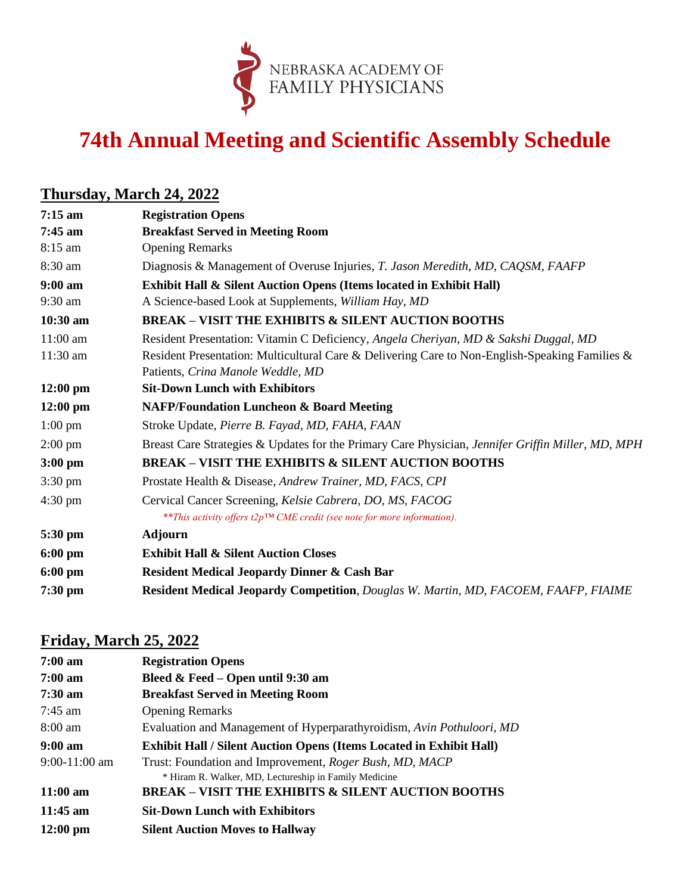NEBRASKA ACADEMY OF FAMILY PHYSICIANS

# 74th Annual Meeting and Scientific Assembly Schedule

## Thursday, March 24, 2022

| | |
|---|---|
| **7:15 am** | **Registration Opens** |
| **7:45 am** | **Breakfast Served in Meeting Room** |
| 8:15 am | Opening Remarks |
| 8:30 am | Diagnosis & Management of Overuse Injuries, *T. Jason Meredith, MD, CAQSM, FAAFP* |
| **9:00 am** | **Exhibit Hall & Silent Auction Opens (Items located in Exhibit Hall)** |
| 9:30 am | A Science-based Look at Supplements, *William Hay, MD* |
| **10:30 am** | **BREAK – VISIT THE EXHIBITS & SILENT AUCTION BOOTHS** |
| 11:00 am | Resident Presentation: Vitamin C Deficiency, *Angela Cheriyan, MD & Sakshi Duggal, MD* |
| 11:30 am | Resident Presentation: Multicultural Care & Delivering Care to Non-English-Speaking Families & Patients, *Crina Manole Weddle, MD* |
| **12:00 pm** | **Sit-Down Lunch with Exhibitors** |
| **12:00 pm** | **NAFP/Foundation Luncheon & Board Meeting** |
| 1:00 pm | Stroke Update, *Pierre B. Fayad, MD, FAHA, FAAN* |
| 2:00 pm | Breast Care Strategies & Updates for the Primary Care Physician, *Jennifer Griffin Miller, MD, MPH* |
| **3:00 pm** | **BREAK – VISIT THE EXHIBITS & SILENT AUCTION BOOTHS** |
| 3:30 pm | Prostate Health & Disease, *Andrew Trainer, MD, FACS, CPI* |
| 4:30 pm | Cervical Cancer Screening, *Kelsie Cabrera, DO, MS, FACOG* <br> *\*\*This activity offers t2p™ CME credit (see note for more information).* |
| **5:30 pm** | **Adjourn** |
| **6:00 pm** | **Exhibit Hall & Silent Auction Closes** |
| **6:00 pm** | **Resident Medical Jeopardy Dinner & Cash Bar** |
| **7:30 pm** | **Resident Medical Jeopardy Competition**, *Douglas W. Martin, MD, FACOEM, FAAFP, FIAIME* |

## Friday, March 25, 2022

| | |
|---|---|
| **7:00 am** | **Registration Opens** |
| **7:00 am** | **Bleed & Feed – Open until 9:30 am** |
| **7:30 am** | **Breakfast Served in Meeting Room** |
| 7:45 am | Opening Remarks |
| 8:00 am | Evaluation and Management of Hyperparathyroidism, *Avin Pothuloori, MD* |
| **9:00 am** | **Exhibit Hall / Silent Auction Opens (Items Located in Exhibit Hall)** |
| 9:00-11:00 am | Trust: Foundation and Improvement, *Roger Bush, MD, MACP* <br> \* Hiram R. Walker, MD, Lectureship in Family Medicine |
| **11:00 am** | **BREAK – VISIT THE EXHIBITS & SILENT AUCTION BOOTHS** |
| **11:45 am** | **Sit-Down Lunch with Exhibitors** |
| **12:00 pm** | **Silent Auction Moves to Hallway** |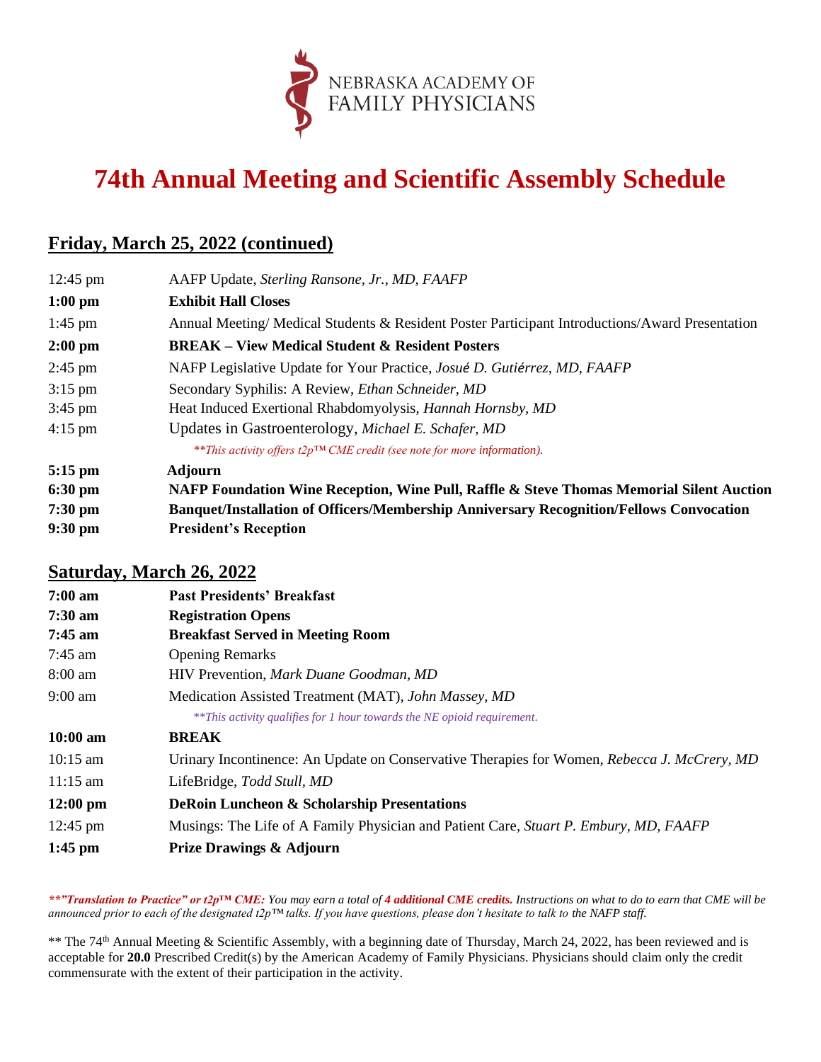NEBRASKA ACADEMY OF FAMILY PHYSICIANS

# 74th Annual Meeting and Scientific Assembly Schedule

## Friday, March 25, 2022 (continued)

| | |
|---|---|
| 12:45 pm | AAFP Update, *Sterling Ransone, Jr., MD, FAAFP* |
| **1:00 pm** | **Exhibit Hall Closes** |
| 1:45 pm | Annual Meeting/ Medical Students & Resident Poster Participant Introductions/Award Presentation |
| **2:00 pm** | **BREAK – View Medical Student & Resident Posters** |
| 2:45 pm | NAFP Legislative Update for Your Practice, *Josué D. Gutiérrez, MD, FAAFP* |
| 3:15 pm | Secondary Syphilis: A Review, *Ethan Schneider, MD* |
| 3:45 pm | Heat Induced Exertional Rhabdomyolysis, *Hannah Hornsby, MD* |
| 4:15 pm | Updates in Gastroenterology, *Michael E. Schafer, MD* <br> *\*\*This activity offers t2p™ CME credit (see note for more information).* |
| **5:15 pm** | **Adjourn** |
| **6:30 pm** | **NAFP Foundation Wine Reception, Wine Pull, Raffle & Steve Thomas Memorial Silent Auction** |
| **7:30 pm** | **Banquet/Installation of Officers/Membership Anniversary Recognition/Fellows Convocation** |
| **9:30 pm** | **President's Reception** |

## Saturday, March 26, 2022

| | |
|---|---|
| **7:00 am** | **Past Presidents' Breakfast** |
| **7:30 am** | **Registration Opens** |
| **7:45 am** | **Breakfast Served in Meeting Room** |
| 7:45 am | Opening Remarks |
| 8:00 am | HIV Prevention, *Mark Duane Goodman, MD* |
| 9:00 am | Medication Assisted Treatment (MAT), *John Massey, MD* <br> *\*\*This activity qualifies for 1 hour towards the NE opioid requirement.* |
| **10:00 am** | **BREAK** |
| 10:15 am | Urinary Incontinence: An Update on Conservative Therapies for Women, *Rebecca J. McCrery, MD* |
| 11:15 am | LifeBridge, *Todd Stull, MD* |
| **12:00 pm** | **DeRoin Luncheon & Scholarship Presentations** |
| 12:45 pm | Musings: The Life of A Family Physician and Patient Care, *Stuart P. Embury, MD, FAAFP* |
| **1:45 pm** | **Prize Drawings & Adjourn** |

***\*\*"Translation to Practice" or t2p™ CME:** You may earn a total of **4 additional CME credits.** Instructions on what to do to earn that CME will be announced prior to each of the designated t2p™ talks. If you have questions, please don't hesitate to talk to the NAFP staff.*

\*\* The 74th Annual Meeting & Scientific Assembly, with a beginning date of Thursday, March 24, 2022, has been reviewed and is acceptable for **20.0** Prescribed Credit(s) by the American Academy of Family Physicians. Physicians should claim only the credit commensurate with the extent of their participation in the activity.